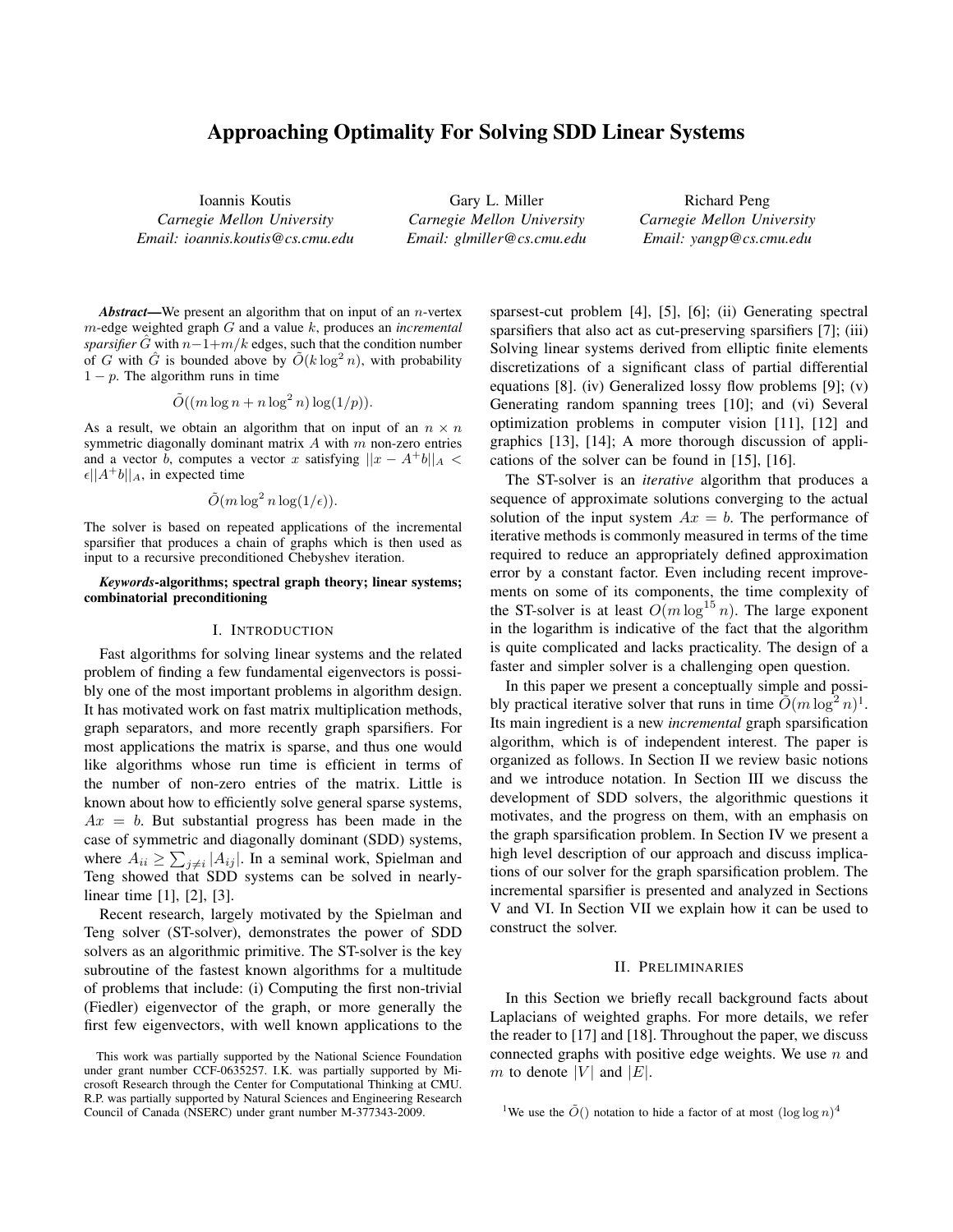# Approaching Optimality For Solving SDD Linear Systems

Ioannis Koutis
*Carnegie Mellon University*
*Email: ioannis.koutis@cs.cmu.edu*

Gary L. Miller
*Carnegie Mellon University*
*Email: glmiller@cs.cmu.edu*

Richard Peng
*Carnegie Mellon University*
*Email: yangp@cs.cmu.edu*

***Abstract*****—**We present an algorithm that on input of an $n$-vertex $m$-edge weighted graph $G$ and a value $k$, produces an *incremental sparsifier* $\hat{G}$ with $n-1+m/k$ edges, such that the condition number of $G$ with $\hat{G}$ is bounded above by $\tilde{O}(k \log^2 n)$, with probability $1-p$. The algorithm runs in time

$$\tilde{O}((m \log n + n \log^2 n) \log(1/p)).$$

As a result, we obtain an algorithm that on input of an $n \times n$ symmetric diagonally dominant matrix $A$ with $m$ non-zero entries and a vector $b$, computes a vector $x$ satisfying $||x - A^+b||_A < \epsilon ||A^+b||_A$, in expected time

$$\tilde{O}(m \log^2 n \log(1/\epsilon)).$$

The solver is based on repeated applications of the incremental sparsifier that produces a chain of graphs which is then used as input to a recursive preconditioned Chebyshev iteration.

***Keywords*****-algorithms; spectral graph theory; linear systems; combinatorial preconditioning**

## I. Introduction

Fast algorithms for solving linear systems and the related problem of finding a few fundamental eigenvectors is possibly one of the most important problems in algorithm design. It has motivated work on fast matrix multiplication methods, graph separators, and more recently graph sparsifiers. For most applications the matrix is sparse, and thus one would like algorithms whose run time is efficient in terms of the number of non-zero entries of the matrix. Little is known about how to efficiently solve general sparse systems, $Ax = b$. But substantial progress has been made in the case of symmetric and diagonally dominant (SDD) systems, where $A_{ii} \geq \sum_{j \neq i} |A_{ij}|$. In a seminal work, Spielman and Teng showed that SDD systems can be solved in nearly-linear time [1], [2], [3].

Recent research, largely motivated by the Spielman and Teng solver (ST-solver), demonstrates the power of SDD solvers as an algorithmic primitive. The ST-solver is the key subroutine of the fastest known algorithms for a multitude of problems that include: (i) Computing the first non-trivial (Fiedler) eigenvector of the graph, or more generally the first few eigenvectors, with well known applications to the sparsest-cut problem [4], [5], [6]; (ii) Generating spectral sparsifiers that also act as cut-preserving sparsifiers [7]; (iii) Solving linear systems derived from elliptic finite elements discretizations of a significant class of partial differential equations [8]. (iv) Generalized lossy flow problems [9]; (v) Generating random spanning trees [10]; and (vi) Several optimization problems in computer vision [11], [12] and graphics [13], [14]; A more thorough discussion of applications of the solver can be found in [15], [16].

The ST-solver is an *iterative* algorithm that produces a sequence of approximate solutions converging to the actual solution of the input system $Ax = b$. The performance of iterative methods is commonly measured in terms of the time required to reduce an appropriately defined approximation error by a constant factor. Even including recent improvements on some of its components, the time complexity of the ST-solver is at least $O(m \log^{15} n)$. The large exponent in the logarithm is indicative of the fact that the algorithm is quite complicated and lacks practicality. The design of a faster and simpler solver is a challenging open question.

In this paper we present a conceptually simple and possibly practical iterative solver that runs in time $\tilde{O}(m \log^2 n)$[1]. Its main ingredient is a new *incremental* graph sparsification algorithm, which is of independent interest. The paper is organized as follows. In Section II we review basic notions and we introduce notation. In Section III we discuss the development of SDD solvers, the algorithmic questions it motivates, and the progress on them, with an emphasis on the graph sparsification problem. In Section IV we present a high level description of our approach and discuss implications of our solver for the graph sparsification problem. The incremental sparsifier is presented and analyzed in Sections V and VI. In Section VII we explain how it can be used to construct the solver.

## II. Preliminaries

In this Section we briefly recall background facts about Laplacians of weighted graphs. For more details, we refer the reader to [17] and [18]. Throughout the paper, we discuss connected graphs with positive edge weights. We use $n$ and $m$ to denote $|V|$ and $|E|$.

[1] We use the $\tilde{O}()$ notation to hide a factor of at most $(\log \log n)^4$

This work was partially supported by the National Science Foundation under grant number CCF-0635257. I.K. was partially supported by Microsoft Research through the Center for Computational Thinking at CMU. R.P. was partially supported by Natural Sciences and Engineering Research Council of Canada (NSERC) under grant number M-377343-2009.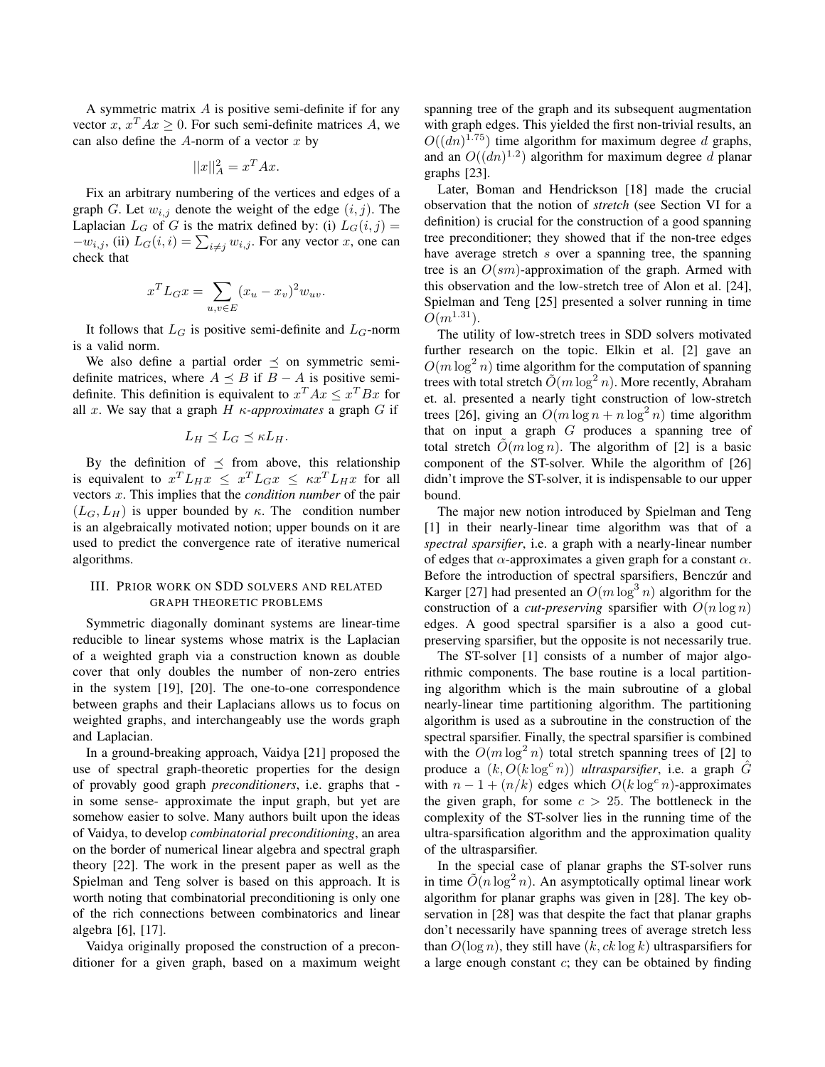A symmetric matrix $A$ is positive semi-definite if for any vector $x$, $x^T Ax \geq 0$. For such semi-definite matrices $A$, we can also define the $A$-norm of a vector $x$ by

$$||x||_A^2 = x^T Ax.$$

Fix an arbitrary numbering of the vertices and edges of a graph $G$. Let $w_{i,j}$ denote the weight of the edge $(i,j)$. The Laplacian $L_G$ of $G$ is the matrix defined by: (i) $L_G(i,j) = -w_{i,j}$, (ii) $L_G(i,i) = \sum_{i \neq j} w_{i,j}$. For any vector $x$, one can check that

$$x^T L_G x = \sum_{u,v \in E} (x_u - x_v)^2 w_{uv}.$$

It follows that $L_G$ is positive semi-definite and $L_G$-norm is a valid norm.

We also define a partial order $\preceq$ on symmetric semi-definite matrices, where $A \preceq B$ if $B - A$ is positive semi-definite. This definition is equivalent to $x^T Ax \leq x^T Bx$ for all $x$. We say that a graph $H$ *$\kappa$-approximates* a graph $G$ if

$$L_H \preceq L_G \preceq \kappa L_H.$$

By the definition of $\preceq$ from above, this relationship is equivalent to $x^T L_H x \leq x^T L_G x \leq \kappa x^T L_H x$ for all vectors $x$. This implies that the *condition number* of the pair $(L_G, L_H)$ is upper bounded by $\kappa$. The condition number is an algebraically motivated notion; upper bounds on it are used to predict the convergence rate of iterative numerical algorithms.

## III. Prior work on SDD solvers and related graph theoretic problems

Symmetric diagonally dominant systems are linear-time reducible to linear systems whose matrix is the Laplacian of a weighted graph via a construction known as double cover that only doubles the number of non-zero entries in the system [19], [20]. The one-to-one correspondence between graphs and their Laplacians allows us to focus on weighted graphs, and interchangeably use the words graph and Laplacian.

In a ground-breaking approach, Vaidya [21] proposed the use of spectral graph-theoretic properties for the design of provably good graph *preconditioners*, i.e. graphs that - in some sense- approximate the input graph, but yet are somehow easier to solve. Many authors built upon the ideas of Vaidya, to develop *combinatorial preconditioning*, an area on the border of numerical linear algebra and spectral graph theory [22]. The work in the present paper as well as the Spielman and Teng solver is based on this approach. It is worth noting that combinatorial preconditioning is only one of the rich connections between combinatorics and linear algebra [6], [17].

Vaidya originally proposed the construction of a preconditioner for a given graph, based on a maximum weight spanning tree of the graph and its subsequent augmentation with graph edges. This yielded the first non-trivial results, an $O((dn)^{1.75})$ time algorithm for maximum degree $d$ graphs, and an $O((dn)^{1.2})$ algorithm for maximum degree $d$ planar graphs [23].

Later, Boman and Hendrickson [18] made the crucial observation that the notion of *stretch* (see Section VI for a definition) is crucial for the construction of a good spanning tree preconditioner; they showed that if the non-tree edges have average stretch $s$ over a spanning tree, the spanning tree is an $O(sm)$-approximation of the graph. Armed with this observation and the low-stretch tree of Alon et al. [24], Spielman and Teng [25] presented a solver running in time $O(m^{1.31})$.

The utility of low-stretch trees in SDD solvers motivated further research on the topic. Elkin et al. [2] gave an $O(m \log^2 n)$ time algorithm for the computation of spanning trees with total stretch $\tilde{O}(m \log^2 n)$. More recently, Abraham et. al. presented a nearly tight construction of low-stretch trees [26], giving an $O(m \log n + n \log^2 n)$ time algorithm that on input a graph $G$ produces a spanning tree of total stretch $\tilde{O}(m \log n)$. The algorithm of [2] is a basic component of the ST-solver. While the algorithm of [26] didn't improve the ST-solver, it is indispensable to our upper bound.

The major new notion introduced by Spielman and Teng [1] in their nearly-linear time algorithm was that of a *spectral sparsifier*, i.e. a graph with a nearly-linear number of edges that $\alpha$-approximates a given graph for a constant $\alpha$. Before the introduction of spectral sparsifiers, Benczúr and Karger [27] had presented an $O(m \log^3 n)$ algorithm for the construction of a *cut-preserving* sparsifier with $O(n \log n)$ edges. A good spectral sparsifier is a also a good cut-preserving sparsifier, but the opposite is not necessarily true.

The ST-solver [1] consists of a number of major algorithmic components. The base routine is a local partitioning algorithm which is the main subroutine of a global nearly-linear time partitioning algorithm. The partitioning algorithm is used as a subroutine in the construction of the spectral sparsifier. Finally, the spectral sparsifier is combined with the $O(m \log^2 n)$ total stretch spanning trees of [2] to produce a $(k, O(k \log^c n))$ *ultrasparsifier*, i.e. a graph $\hat{G}$ with $n - 1 + (n/k)$ edges which $O(k \log^c n)$-approximates the given graph, for some $c > 25$. The bottleneck in the complexity of the ST-solver lies in the running time of the ultra-sparsification algorithm and the approximation quality of the ultrasparsifier.

In the special case of planar graphs the ST-solver runs in time $\tilde{O}(n \log^2 n)$. An asymptotically optimal linear work algorithm for planar graphs was given in [28]. The key observation in [28] was that despite the fact that planar graphs don't necessarily have spanning trees of average stretch less than $O(\log n)$, they still have $(k, ck \log k)$ ultrasparsifiers for a large enough constant $c$; they can be obtained by finding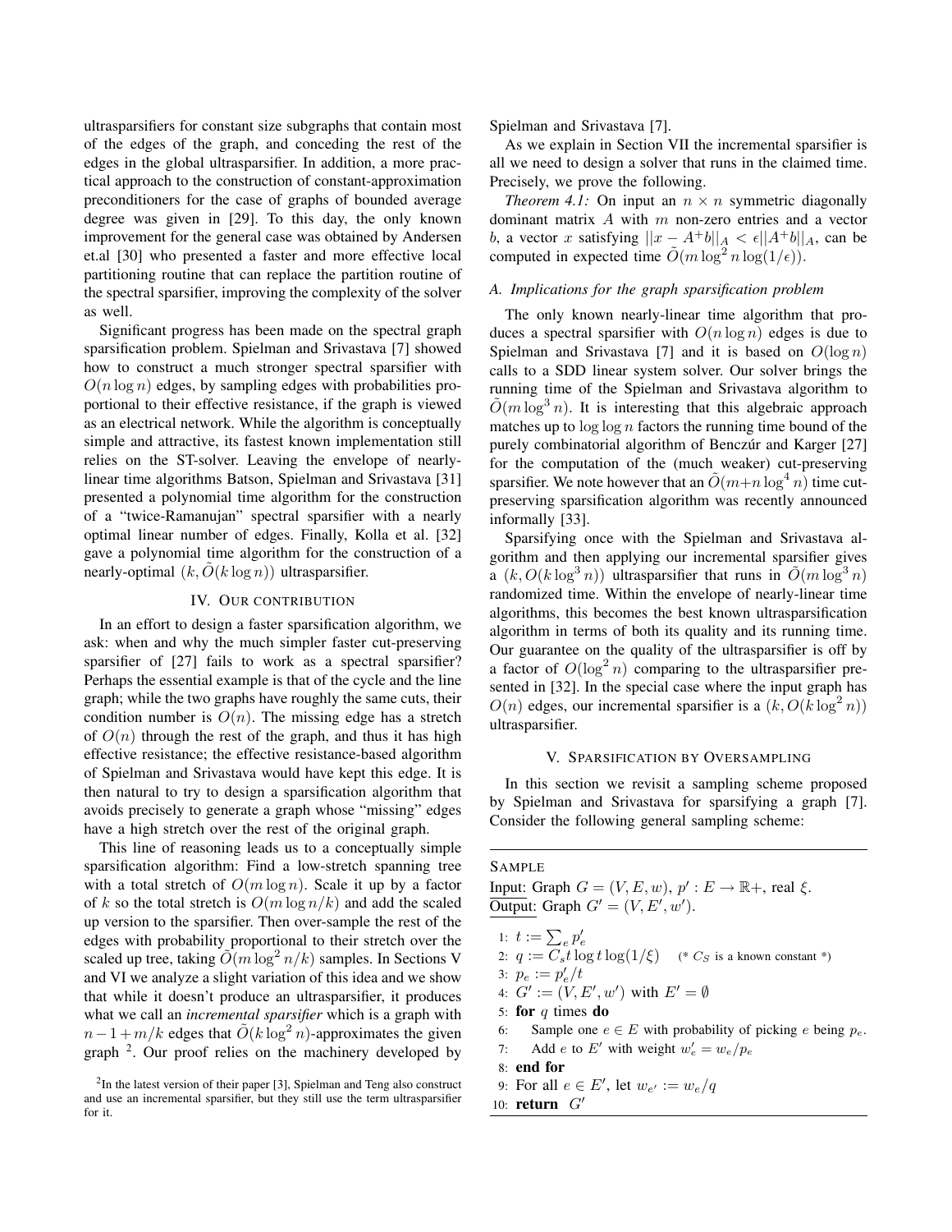ultrasparsifiers for constant size subgraphs that contain most of the edges of the graph, and conceding the rest of the edges in the global ultrasparsifier. In addition, a more practical approach to the construction of constant-approximation preconditioners for the case of graphs of bounded average degree was given in [29]. To this day, the only known improvement for the general case was obtained by Andersen et.al [30] who presented a faster and more effective local partitioning routine that can replace the partition routine of the spectral sparsifier, improving the complexity of the solver as well.

Significant progress has been made on the spectral graph sparsification problem. Spielman and Srivastava [7] showed how to construct a much stronger spectral sparsifier with $O(n \log n)$ edges, by sampling edges with probabilities proportional to their effective resistance, if the graph is viewed as an electrical network. While the algorithm is conceptually simple and attractive, its fastest known implementation still relies on the ST-solver. Leaving the envelope of nearly-linear time algorithms Batson, Spielman and Srivastava [31] presented a polynomial time algorithm for the construction of a "twice-Ramanujan" spectral sparsifier with a nearly optimal linear number of edges. Finally, Kolla et al. [32] gave a polynomial time algorithm for the construction of a nearly-optimal $(k, \tilde{O}(k \log n))$ ultrasparsifier.

## IV. Our contribution

In an effort to design a faster sparsification algorithm, we ask: when and why the much simpler faster cut-preserving sparsifier of [27] fails to work as a spectral sparsifier? Perhaps the essential example is that of the cycle and the line graph; while the two graphs have roughly the same cuts, their condition number is $O(n)$. The missing edge has a stretch of $O(n)$ through the rest of the graph, and thus it has high effective resistance; the effective resistance-based algorithm of Spielman and Srivastava would have kept this edge. It is then natural to try to design a sparsification algorithm that avoids precisely to generate a graph whose "missing" edges have a high stretch over the rest of the original graph.

This line of reasoning leads us to a conceptually simple sparsification algorithm: Find a low-stretch spanning tree with a total stretch of $O(m \log n)$. Scale it up by a factor of $k$ so the total stretch is $O(m \log n/k)$ and add the scaled up version to the sparsifier. Then over-sample the rest of the edges with probability proportional to their stretch over the scaled up tree, taking $\tilde{O}(m \log^2 n/k)$ samples. In Sections V and VI we analyze a slight variation of this idea and we show that while it doesn't produce an ultrasparsifier, it produces what we call an *incremental sparsifier* which is a graph with $n-1+m/k$ edges that $\tilde{O}(k \log^2 n)$-approximates the given graph [2]. Our proof relies on the machinery developed by Spielman and Srivastava [7].

As we explain in Section VII the incremental sparsifier is all we need to design a solver that runs in the claimed time. Precisely, we prove the following.

*Theorem 4.1:* On input an $n \times n$ symmetric diagonally dominant matrix $A$ with $m$ non-zero entries and a vector $b$, a vector $x$ satisfying $||x - A^{+}b||_A < \epsilon ||A^{+}b||_A$, can be computed in expected time $\tilde{O}(m \log^2 n \log(1/\epsilon))$.

### A. Implications for the graph sparsification problem

The only known nearly-linear time algorithm that produces a spectral sparsifier with $O(n \log n)$ edges is due to Spielman and Srivastava [7] and it is based on $O(\log n)$ calls to a SDD linear system solver. Our solver brings the running time of the Spielman and Srivastava algorithm to $\tilde{O}(m \log^3 n)$. It is interesting that this algebraic approach matches up to $\log \log n$ factors the running time bound of the purely combinatorial algorithm of Benczúr and Karger [27] for the computation of the (much weaker) cut-preserving sparsifier. We note however that an $\tilde{O}(m + n \log^4 n)$ time cut-preserving sparsification algorithm was recently announced informally [33].

Sparsifying once with the Spielman and Srivastava algorithm and then applying our incremental sparsifier gives a $(k, O(k \log^3 n))$ ultrasparsifier that runs in $\tilde{O}(m \log^3 n)$ randomized time. Within the envelope of nearly-linear time algorithms, this becomes the best known ultrasparsification algorithm in terms of both its quality and its running time. Our guarantee on the quality of the ultrasparsifier is off by a factor of $O(\log^2 n)$ comparing to the ultrasparsifier presented in [32]. In the special case where the input graph has $O(n)$ edges, our incremental sparsifier is a $(k, O(k \log^2 n))$ ultrasparsifier.

## V. Sparsification by Oversampling

In this section we revisit a sampling scheme proposed by Spielman and Srivastava for sparsifying a graph [7]. Consider the following general sampling scheme:

---

SAMPLE

Input: Graph $G = (V, E, w)$, $p' : E \rightarrow \mathbb{R}+$, real $\xi$.
Output: Graph $G' = (V, E', w')$.

1: $t := \sum_e p'_e$
2: $q := C_s t \log t \log(1/\xi)$ (* $C_S$ is a known constant *)
3: $p_e := p'_e / t$
4: $G' := (V, E', w')$ with $E' = \emptyset$
5: **for** $q$ times **do**
6: Sample one $e \in E$ with probability of picking $e$ being $p_e$.
7: Add $e$ to $E'$ with weight $w'_e = w_e / p_e$
8: **end for**
9: For all $e \in E'$, let $w_{e'} := w_e / q$
10: **return** $G'$

---

[2] In the latest version of their paper [3], Spielman and Teng also construct and use an incremental sparsifier, but they still use the term ultrasparsifier for it.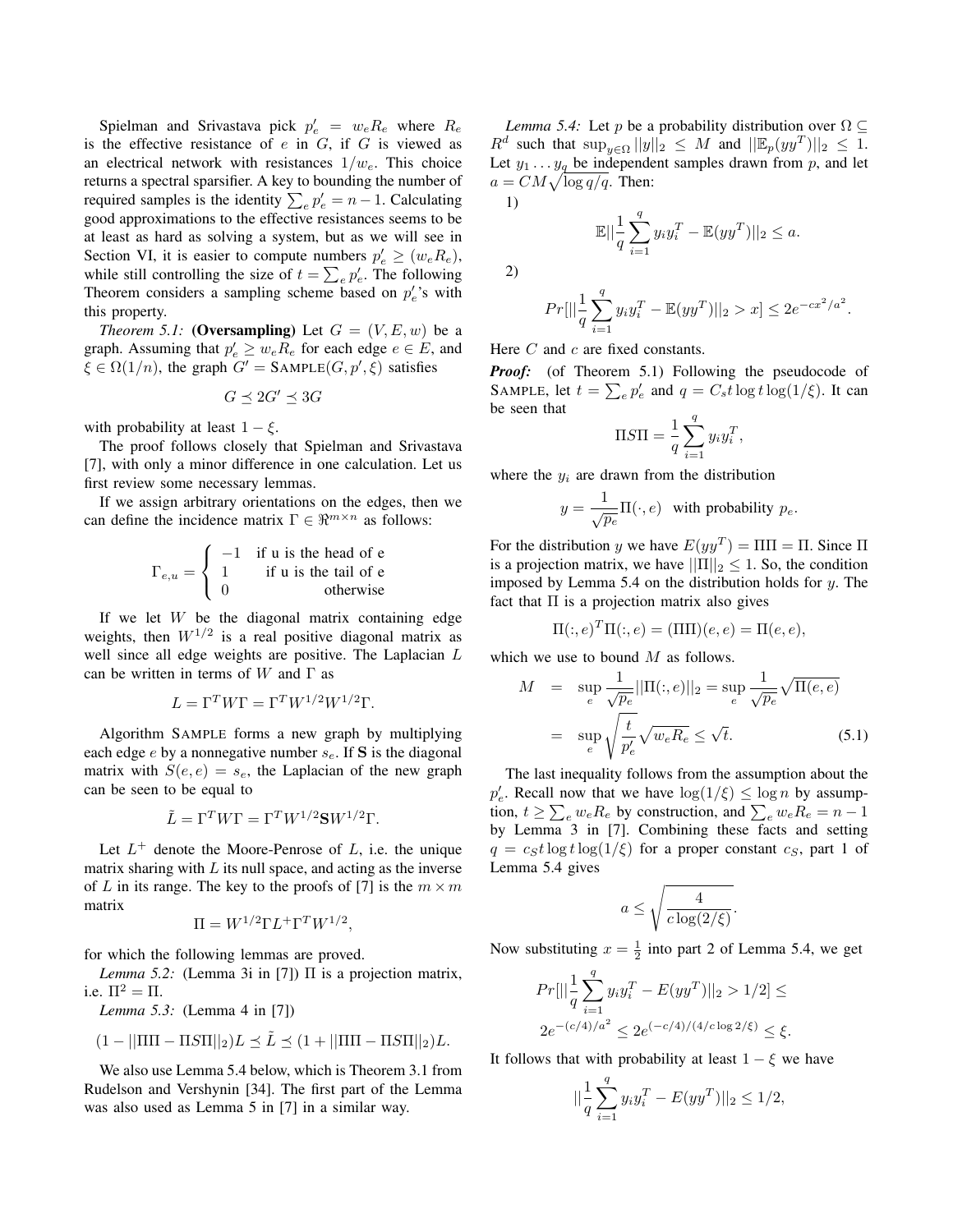Spielman and Srivastava pick $p'_e = w_e R_e$ where $R_e$ is the effective resistance of $e$ in $G$, if $G$ is viewed as an electrical network with resistances $1/w_e$. This choice returns a spectral sparsifier. A key to bounding the number of required samples is the identity $\sum_e p'_e = n-1$. Calculating good approximations to the effective resistances seems to be at least as hard as solving a system, but as we will see in Section VI, it is easier to compute numbers $p'_e \geq (w_e R_e)$, while still controlling the size of $t = \sum_e p'_e$. The following Theorem considers a sampling scheme based on $p'_e$'s with this property.

*Theorem 5.1:* **(Oversampling)** Let $G = (V, E, w)$ be a graph. Assuming that $p'_e \geq w_e R_e$ for each edge $e \in E$, and $\xi \in \Omega(1/n)$, the graph $G' = \text{SAMPLE}(G, p', \xi)$ satisfies

$$G \preceq 2G' \preceq 3G$$

with probability at least $1 - \xi$.

The proof follows closely that Spielman and Srivastava [7], with only a minor difference in one calculation. Let us first review some necessary lemmas.

If we assign arbitrary orientations on the edges, then we can define the incidence matrix $\Gamma \in \Re^{m \times n}$ as follows:

$$\Gamma_{e,u} = \begin{cases} -1 & \text{if u is the head of e} \\ 1 & \text{if u is the tail of e} \\ 0 & \text{otherwise} \end{cases}$$

If we let $W$ be the diagonal matrix containing edge weights, then $W^{1/2}$ is a real positive diagonal matrix as well since all edge weights are positive. The Laplacian $L$ can be written in terms of $W$ and $\Gamma$ as

$$L = \Gamma^T W \Gamma = \Gamma^T W^{1/2} W^{1/2} \Gamma.$$

Algorithm SAMPLE forms a new graph by multiplying each edge $e$ by a nonnegative number $s_e$. If $\mathbf{S}$ is the diagonal matrix with $S(e, e) = s_e$, the Laplacian of the new graph can be seen to be equal to

$$\tilde{L} = \Gamma^T W \Gamma = \Gamma^T W^{1/2} \mathbf{S} W^{1/2} \Gamma.$$

Let $L^+$ denote the Moore-Penrose of $L$, i.e. the unique matrix sharing with $L$ its null space, and acting as the inverse of $L$ in its range. The key to the proofs of [7] is the $m \times m$ matrix

$$\Pi = W^{1/2} \Gamma L^+ \Gamma^T W^{1/2},$$

for which the following lemmas are proved.

*Lemma 5.2:* (Lemma 3i in [7]) $\Pi$ is a projection matrix, i.e. $\Pi^2 = \Pi$.

*Lemma 5.3:* (Lemma 4 in [7])

$$(1 - ||\Pi\Pi - \Pi S \Pi||_2) L \preceq \tilde{L} \preceq (1 + ||\Pi\Pi - \Pi S \Pi||_2) L.$$

We also use Lemma 5.4 below, which is Theorem 3.1 from Rudelson and Vershynin [34]. The first part of the Lemma was also used as Lemma 5 in [7] in a similar way.

*Lemma 5.4:* Let $p$ be a probability distribution over $\Omega \subseteq R^d$ such that $\sup_{y \in \Omega} ||y||_2 \leq M$ and $||\mathbb{E}_p(yy^T)||_2 \leq 1$. Let $y_1 \ldots y_q$ be independent samples drawn from $p$, and let $a = CM\sqrt{\log q / q}$. Then:

1)
$$\mathbb{E}||\frac{1}{q}\sum_{i=1}^{q} y_i y_i^T - \mathbb{E}(yy^T)||_2 \leq a.$$

2)
$$Pr[||\frac{1}{q}\sum_{i=1}^{q} y_i y_i^T - \mathbb{E}(yy^T)||_2 > x] \leq 2e^{-cx^2/a^2}.$$

Here $C$ and $c$ are fixed constants.

***Proof:*** (of Theorem 5.1) Following the pseudocode of SAMPLE, let $t = \sum_e p'_e$ and $q = C_s t \log t \log(1/\xi)$. It can be seen that

$$\Pi S \Pi = \frac{1}{q}\sum_{i=1}^{q} y_i y_i^T,$$

where the $y_i$ are drawn from the distribution

$$y = \frac{1}{\sqrt{p_e}} \Pi(\cdot, e) \quad \text{with probability } p_e.$$

For the distribution $y$ we have $E(yy^T) = \Pi\Pi = \Pi$. Since $\Pi$ is a projection matrix, we have $||\Pi||_2 \leq 1$. So, the condition imposed by Lemma 5.4 on the distribution holds for $y$. The fact that $\Pi$ is a projection matrix also gives

$$\Pi(:, e)^T \Pi(:, e) = (\Pi\Pi)(e, e) = \Pi(e, e),$$

which we use to bound $M$ as follows.

$$\begin{aligned} M &= \sup_e \frac{1}{\sqrt{p_e}} ||\Pi(:, e)||_2 = \sup_e \frac{1}{\sqrt{p_e}} \sqrt{\Pi(e, e)} \\ &= \sup_e \sqrt{\frac{t}{p'_e}} \sqrt{w_e R_e} \leq \sqrt{t}. \end{aligned} \tag{5.1}$$

The last inequality follows from the assumption about the $p'_e$. Recall now that we have $\log(1/\xi) \leq \log n$ by assumption, $t \geq \sum_e w_e R_e$ by construction, and $\sum_e w_e R_e = n - 1$ by Lemma 3 in [7]. Combining these facts and setting $q = c_S t \log t \log(1/\xi)$ for a proper constant $c_S$, part 1 of Lemma 5.4 gives

$$a \leq \sqrt{\frac{4}{c \log(2/\xi)}}.$$

Now substituting $x = \frac{1}{2}$ into part 2 of Lemma 5.4, we get

$$Pr[||\frac{1}{q}\sum_{i=1}^{q} y_i y_i^T - E(yy^T)||_2 > 1/2] \leq$$
$$2e^{-(c/4)/a^2} \leq 2e^{(-c/4)/(4/c \log 2/\xi)} \leq \xi.$$

It follows that with probability at least $1 - \xi$ we have

$$||\frac{1}{q}\sum_{i=1}^{q} y_i y_i^T - E(yy^T)||_2 \leq 1/2,$$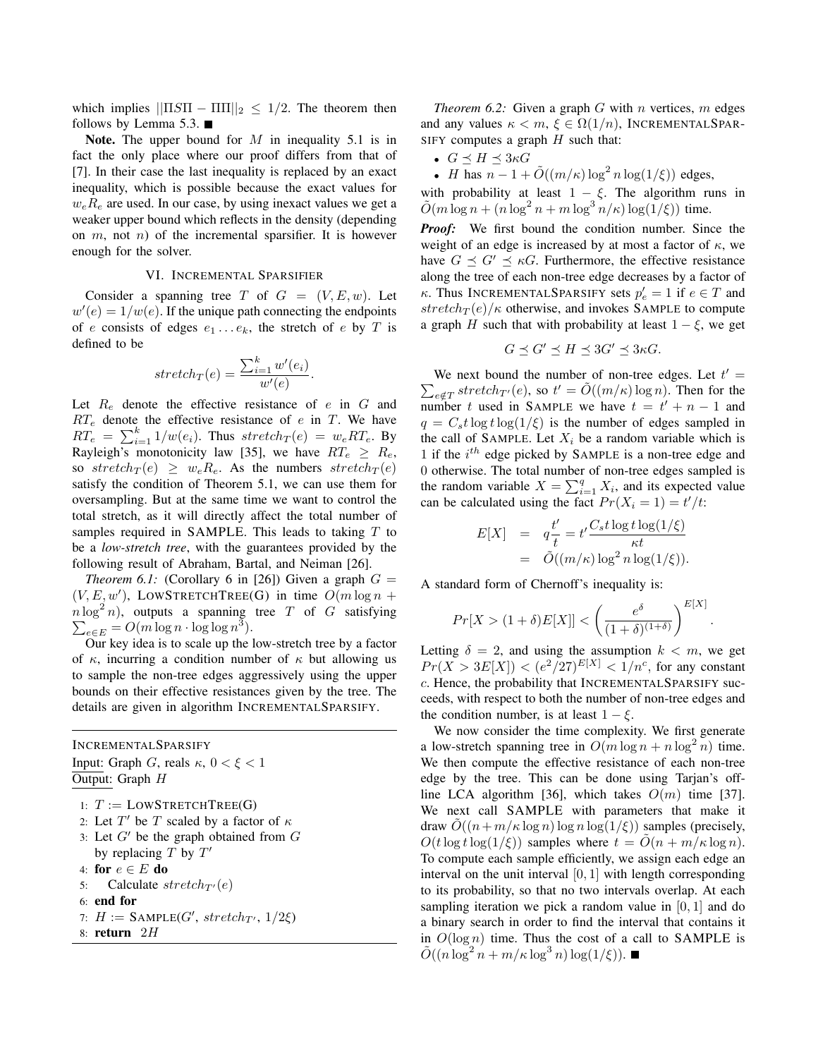which implies $||\Pi S \Pi - \Pi\Pi||_2 \leq 1/2$. The theorem then follows by Lemma 5.3. ■

**Note.** The upper bound for $M$ in inequality 5.1 is in fact the only place where our proof differs from that of [7]. In their case the last inequality is replaced by an exact inequality, which is possible because the exact values for $w_e R_e$ are used. In our case, by using inexact values we get a weaker upper bound which reflects in the density (depending on $m$, not $n$) of the incremental sparsifier. It is however enough for the solver.

## VI. Incremental Sparsifier

Consider a spanning tree $T$ of $G = (V, E, w)$. Let $w'(e) = 1/w(e)$. If the unique path connecting the endpoints of $e$ consists of edges $e_1 \ldots e_k$, the stretch of $e$ by $T$ is defined to be

$$stretch_T(e) = \frac{\sum_{i=1}^{k} w'(e_i)}{w'(e)}.$$

Let $R_e$ denote the effective resistance of $e$ in $G$ and $RT_e$ denote the effective resistance of $e$ in $T$. We have $RT_e = \sum_{i=1}^{k} 1/w(e_i)$. Thus $stretch_T(e) = w_e RT_e$. By Rayleigh's monotonicity law [35], we have $RT_e \geq R_e$, so $stretch_T(e) \geq w_e R_e$. As the numbers $stretch_T(e)$ satisfy the condition of Theorem 5.1, we can use them for oversampling. But at the same time we want to control the total stretch, as it will directly affect the total number of samples required in SAMPLE. This leads to taking $T$ to be a *low-stretch tree*, with the guarantees provided by the following result of Abraham, Bartal, and Neiman [26].

*Theorem 6.1:* (Corollary 6 in [26]) Given a graph $G = (V, E, w')$, LowStretchTree(G) in time $O(m \log n + n \log^2 n)$, outputs a spanning tree $T$ of $G$ satisfying $\sum_{e \in E} = O(m \log n \cdot \log \log n^3)$.

Our key idea is to scale up the low-stretch tree by a factor of $\kappa$, incurring a condition number of $\kappa$ but allowing us to sample the non-tree edges aggressively using the upper bounds on their effective resistances given by the tree. The details are given in algorithm IncrementalSparsify.

---

IncrementalSparsify

Input: Graph $G$, reals $\kappa$, $0 < \xi < 1$

Output: Graph $H$

```
1: T := LowStretchTree(G)
2: Let T' be T scaled by a factor of κ
3: Let G' be the graph obtained from G
   by replacing T by T'
4: for e ∈ E do
5:    Calculate stretch_T'(e)
6: end for
7: H := Sample(G', stretch_T', 1/2ξ)
8: return 2H
```

---

*Theorem 6.2:* Given a graph $G$ with $n$ vertices, $m$ edges and any values $\kappa < m$, $\xi \in \Omega(1/n)$, IncrementalSparsify computes a graph $H$ such that:

- $G \preceq H \preceq 3\kappa G$
- $H$ has $n - 1 + \tilde{O}((m/\kappa) \log^2 n \log(1/\xi))$ edges,

with probability at least $1 - \xi$. The algorithm runs in $\tilde{O}(m \log n + (n \log^2 n + m \log^3 n/\kappa) \log(1/\xi))$ time.

***Proof:*** We first bound the condition number. Since the weight of an edge is increased by at most a factor of $\kappa$, we have $G \preceq G' \preceq \kappa G$. Furthermore, the effective resistance along the tree of each non-tree edge decreases by a factor of $\kappa$. Thus IncrementalSparsify sets $p'_e = 1$ if $e \in T$ and $stretch_T(e)/\kappa$ otherwise, and invokes Sample to compute a graph $H$ such that with probability at least $1 - \xi$, we get

$$G \preceq G' \preceq H \preceq 3G' \preceq 3\kappa G.$$

We next bound the number of non-tree edges. Let $t' = \sum_{e \notin T} stretch_{T'}(e)$, so $t' = \tilde{O}((m/\kappa) \log n)$. Then for the number $t$ used in Sample we have $t = t' + n - 1$ and $q = C_s t \log t \log(1/\xi)$ is the number of edges sampled in the call of Sample. Let $X_i$ be a random variable which is 1 if the $i^{th}$ edge picked by Sample is a non-tree edge and 0 otherwise. The total number of non-tree edges sampled is the random variable $X = \sum_{i=1}^{q} X_i$, and its expected value can be calculated using the fact $Pr(X_i = 1) = t'/t$:

$$\begin{aligned} E[X] &= q\frac{t'}{t} = t' \frac{C_s t \log t \log(1/\xi)}{\kappa t} \\ &= \tilde{O}((m/\kappa) \log^2 n \log(1/\xi)). \end{aligned}$$

A standard form of Chernoff's inequality is:

$$Pr[X > (1+\delta)E[X]] < \left( \frac{e^{\delta}}{(1+\delta)^{(1+\delta)}} \right)^{E[X]}.$$

Letting $\delta = 2$, and using the assumption $k < m$, we get $Pr(X > 3E[X]) < (e^2/27)^{E[X]} < 1/n^c$, for any constant $c$. Hence, the probability that IncrementalSparsify succeeds, with respect to both the number of non-tree edges and the condition number, is at least $1 - \xi$.

We now consider the time complexity. We first generate a low-stretch spanning tree in $O(m \log n + n \log^2 n)$ time. We then compute the effective resistance of each non-tree edge by the tree. This can be done using Tarjan's off-line LCA algorithm [36], which takes $O(m)$ time [37]. We next call SAMPLE with parameters that make it draw $\tilde{O}((n + m/\kappa \log n) \log n \log(1/\xi))$ samples (precisely, $O(t \log t \log(1/\xi))$ samples where $t = \tilde{O}(n + m/\kappa \log n)$. To compute each sample efficiently, we assign each edge an interval on the unit interval $[0, 1]$ with length corresponding to its probability, so that no two intervals overlap. At each sampling iteration we pick a random value in $[0, 1]$ and do a binary search in order to find the interval that contains it in $O(\log n)$ time. Thus the cost of a call to SAMPLE is $\tilde{O}((n \log^2 n + m/\kappa \log^3 n) \log(1/\xi))$. ■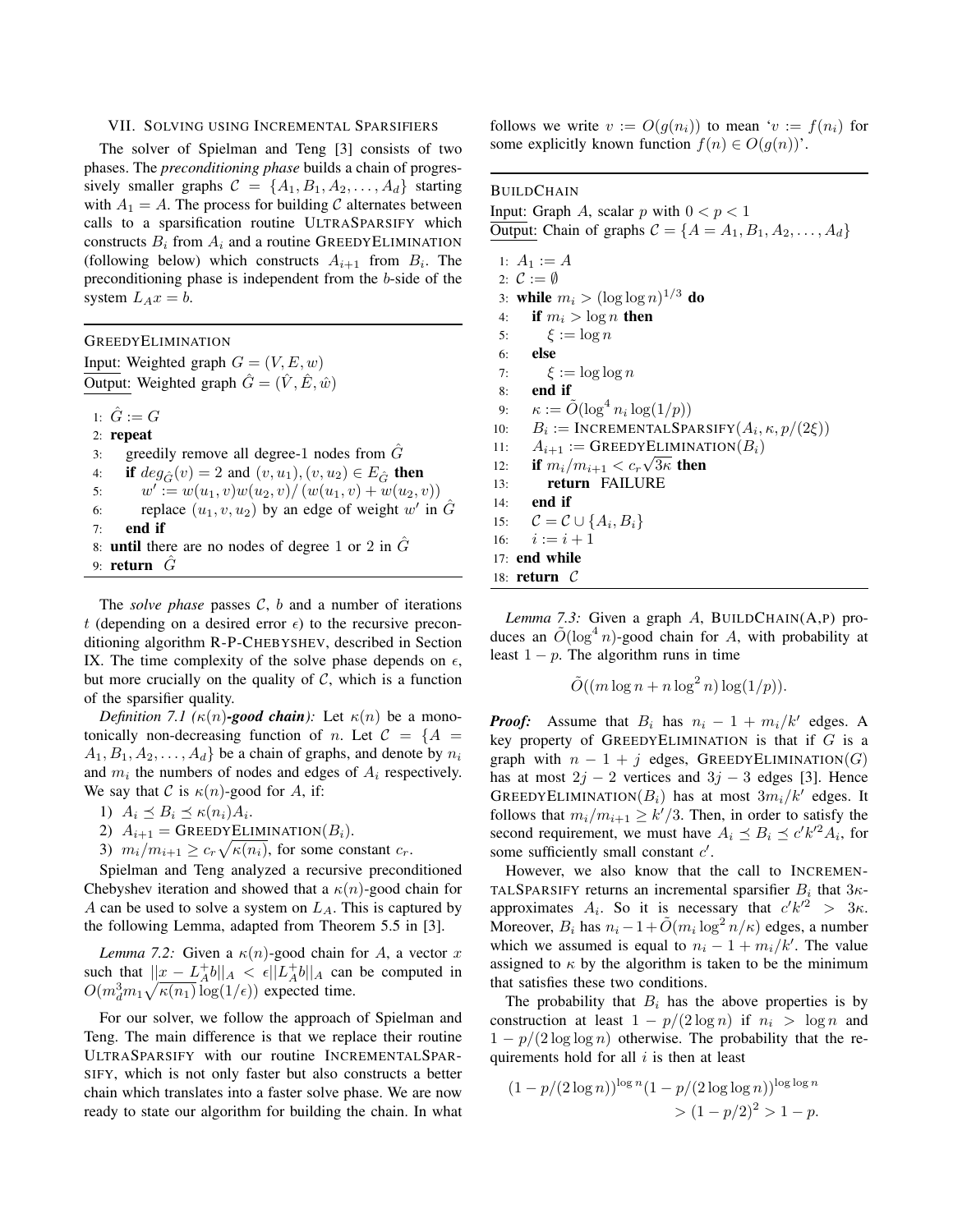## VII. Solving using Incremental Sparsifiers

The solver of Spielman and Teng [3] consists of two phases. The *preconditioning phase* builds a chain of progressively smaller graphs $\mathcal{C} = \{A_1, B_1, A_2, \ldots, A_d\}$ starting with $A_1 = A$. The process for building $\mathcal{C}$ alternates between calls to a sparsification routine UltraSparsify which constructs $B_i$ from $A_i$ and a routine GreedyElimination (following below) which constructs $A_{i+1}$ from $B_i$. The preconditioning phase is independent from the $b$-side of the system $L_A x = b$.

---

GreedyElimination

Input: Weighted graph $G = (V, E, w)$
Output: Weighted graph $\hat{G} = (\hat{V}, \hat{E}, \hat{w})$

```
1: Ĝ := G
2: repeat
3:    greedily remove all degree-1 nodes from Ĝ
4:    if deg_Ĝ(v) = 2 and (v, u1), (v, u2) ∈ E_Ĝ then
5:       w' := w(u1, v)w(u2, v)/(w(u1, v) + w(u2, v))
6:       replace (u1, v, u2) by an edge of weight w' in Ĝ
7:    end if
8: until there are no nodes of degree 1 or 2 in Ĝ
9: return Ĝ
```

---

The *solve phase* passes $\mathcal{C}$, $b$ and a number of iterations $t$ (depending on a desired error $\epsilon$) to the recursive preconditioning algorithm R-P-Chebyshev, described in Section IX. The time complexity of the solve phase depends on $\epsilon$, but more crucially on the quality of $\mathcal{C}$, which is a function of the sparsifier quality.

*Definition 7.1 ($\kappa(n)$-**good chain**):* Let $\kappa(n)$ be a monotonically non-decreasing function of $n$. Let $\mathcal{C} = \{A = A_1, B_1, A_2, \ldots, A_d\}$ be a chain of graphs, and denote by $n_i$ and $m_i$ the numbers of nodes and edges of $A_i$ respectively. We say that $\mathcal{C}$ is $\kappa(n)$-good for $A$, if:

1) $A_i \preceq B_i \preceq \kappa(n_i) A_i$.
2) $A_{i+1} = \text{GreedyElimination}(B_i)$.
3) $m_i/m_{i+1} \geq c_r \sqrt{\kappa(n_i)}$, for some constant $c_r$.

Spielman and Teng analyzed a recursive preconditioned Chebyshev iteration and showed that a $\kappa(n)$-good chain for $A$ can be used to solve a system on $L_A$. This is captured by the following Lemma, adapted from Theorem 5.5 in [3].

*Lemma 7.2:* Given a $\kappa(n)$-good chain for $A$, a vector $x$ such that $||x - L_A^+ b||_A < \epsilon ||L_A^+ b||_A$ can be computed in $O(m_d^3 m_1 \sqrt{\kappa(n_1)} \log(1/\epsilon))$ expected time.

For our solver, we follow the approach of Spielman and Teng. The main difference is that we replace their routine UltraSparsify with our routine IncrementalSparsify, which is not only faster but also constructs a better chain which translates into a faster solve phase. We are now ready to state our algorithm for building the chain. In what follows we write $v := O(g(n_i))$ to mean '$v := f(n_i)$ for some explicitly known function $f(n) \in O(g(n))$'.

---

BuildChain

Input: Graph $A$, scalar $p$ with $0 < p < 1$
Output: Chain of graphs $\mathcal{C} = \{A = A_1, B_1, A_2, \ldots, A_d\}$

```
1: A_1 := A
2: C := ∅
3: while m_i > (log log n)^{1/3} do
4:    if m_i > log n then
5:       ξ := log n
6:    else
7:       ξ := log log n
8:    end if
9:    κ := Õ(log^4 n_i log(1/p))
10:   B_i := IncrementalSparsify(A_i, κ, p/(2ξ))
11:   A_{i+1} := GreedyElimination(B_i)
12:   if m_i/m_{i+1} < c_r √(3κ) then
13:      return FAILURE
14:   end if
15:   C = C ∪ {A_i, B_i}
16:   i := i + 1
17: end while
18: return C
```

---

*Lemma 7.3:* Given a graph $A$, BuildChain(A,p) produces an $\tilde{O}(\log^4 n)$-good chain for $A$, with probability at least $1 - p$. The algorithm runs in time

$$\tilde{O}((m \log n + n \log^2 n) \log(1/p)).$$

***Proof:*** Assume that $B_i$ has $n_i - 1 + m_i/k'$ edges. A key property of GreedyElimination is that if $G$ is a graph with $n - 1 + j$ edges, GreedyElimination$(G)$ has at most $2j - 2$ vertices and $3j - 3$ edges [3]. Hence GreedyElimination$(B_i)$ has at most $3m_i/k'$ edges. It follows that $m_i/m_{i+1} \geq k'/3$. Then, in order to satisfy the second requirement, we must have $A_i \preceq B_i \preceq c' k'^2 A_i$, for some sufficiently small constant $c'$.

However, we also know that the call to IncrementalSparsify returns an incremental sparsifier $B_i$ that $3\kappa$-approximates $A_i$. So it is necessary that $c' k'^2 > 3\kappa$. Moreover, $B_i$ has $n_i - 1 + \tilde{O}(m_i \log^2 n/\kappa)$ edges, a number which we assumed is equal to $n_i - 1 + m_i/k'$. The value assigned to $\kappa$ by the algorithm is taken to be the minimum that satisfies these two conditions.

The probability that $B_i$ has the above properties is by construction at least $1 - p/(2 \log n)$ if $n_i > \log n$ and $1 - p/(2 \log \log n)$ otherwise. The probability that the requirements hold for all $i$ is then at least

$$(1 - p/(2 \log n))^{\log n} (1 - p/(2 \log \log n))^{\log \log n} > (1 - p/2)^2 > 1 - p.$$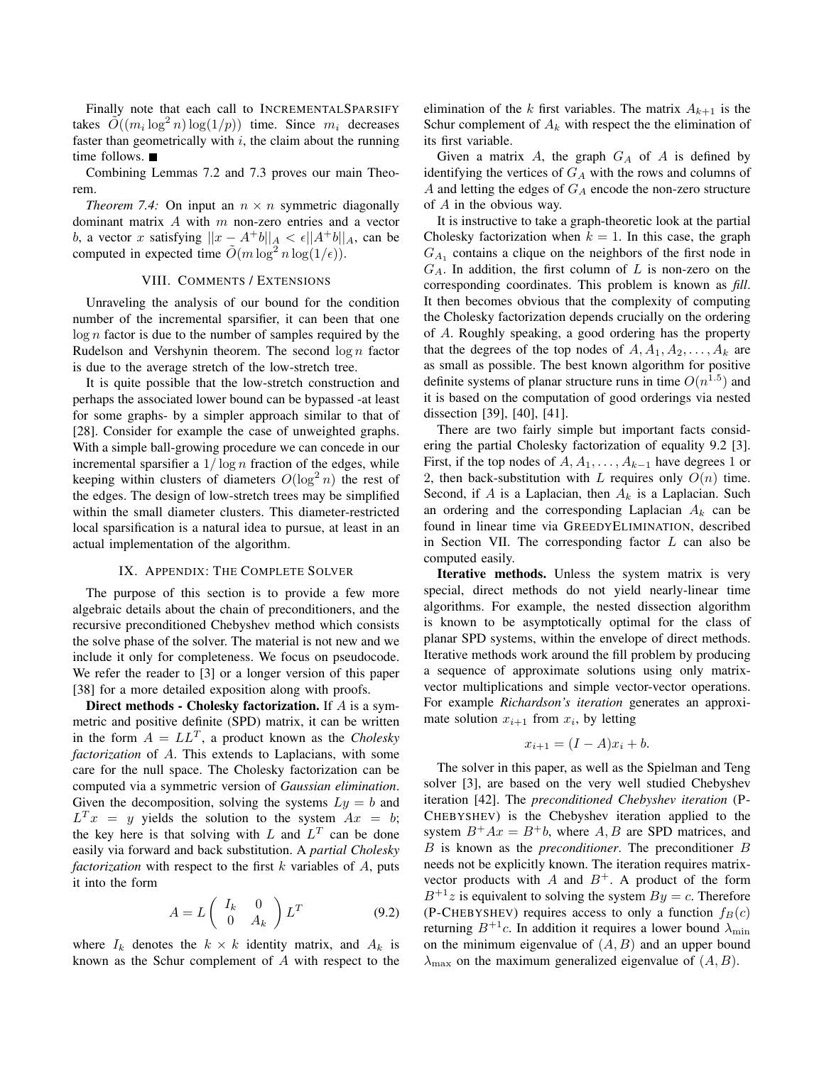Finally note that each call to IncrementalSparsify takes $\tilde{O}((m_i \log^2 n)\log(1/p))$ time. Since $m_i$ decreases faster than geometrically with $i$, the claim about the running time follows. ■

Combining Lemmas 7.2 and 7.3 proves our main Theorem.

*Theorem 7.4:* On input an $n \times n$ symmetric diagonally dominant matrix $A$ with $m$ non-zero entries and a vector $b$, a vector $x$ satisfying $||x - A^{+}b||_A < \epsilon ||A^{+}b||_A$, can be computed in expected time $\tilde{O}(m \log^2 n \log(1/\epsilon))$.

## VIII. Comments / Extensions

Unraveling the analysis of our bound for the condition number of the incremental sparsifier, it can been that one $\log n$ factor is due to the number of samples required by the Rudelson and Vershynin theorem. The second $\log n$ factor is due to the average stretch of the low-stretch tree.

It is quite possible that the low-stretch construction and perhaps the associated lower bound can be bypassed -at least for some graphs- by a simpler approach similar to that of [28]. Consider for example the case of unweighted graphs. With a simple ball-growing procedure we can concede in our incremental sparsifier a $1/\log n$ fraction of the edges, while keeping within clusters of diameters $O(\log^2 n)$ the rest of the edges. The design of low-stretch trees may be simplified within the small diameter clusters. This diameter-restricted local sparsification is a natural idea to pursue, at least in an actual implementation of the algorithm.

## IX. Appendix: The Complete Solver

The purpose of this section is to provide a few more algebraic details about the chain of preconditioners, and the recursive preconditioned Chebyshev method which consists the solve phase of the solver. The material is not new and we include it only for completeness. We focus on pseudocode. We refer the reader to [3] or a longer version of this paper [38] for a more detailed exposition along with proofs.

**Direct methods - Cholesky factorization.** If $A$ is a symmetric and positive definite (SPD) matrix, it can be written in the form $A = LL^T$, a product known as the *Cholesky factorization* of $A$. This extends to Laplacians, with some care for the null space. The Cholesky factorization can be computed via a symmetric version of *Gaussian elimination*. Given the decomposition, solving the systems $Ly = b$ and $L^T x = y$ yields the solution to the system $Ax = b$; the key here is that solving with $L$ and $L^T$ can be done easily via forward and back substitution. A *partial Cholesky factorization* with respect to the first $k$ variables of $A$, puts it into the form

$$A = L \begin{pmatrix} I_k & 0 \\ 0 & A_k \end{pmatrix} L^T \tag{9.2}$$

where $I_k$ denotes the $k \times k$ identity matrix, and $A_k$ is known as the Schur complement of $A$ with respect to the elimination of the $k$ first variables. The matrix $A_{k+1}$ is the Schur complement of $A_k$ with respect the the elimination of its first variable.

Given a matrix $A$, the graph $G_A$ of $A$ is defined by identifying the vertices of $G_A$ with the rows and columns of $A$ and letting the edges of $G_A$ encode the non-zero structure of $A$ in the obvious way.

It is instructive to take a graph-theoretic look at the partial Cholesky factorization when $k = 1$. In this case, the graph $G_{A_1}$ contains a clique on the neighbors of the first node in $G_A$. In addition, the first column of $L$ is non-zero on the corresponding coordinates. This problem is known as ***fill***. It then becomes obvious that the complexity of computing the Cholesky factorization depends crucially on the ordering of $A$. Roughly speaking, a good ordering has the property that the degrees of the top nodes of $A, A_1, A_2, \ldots, A_k$ are as small as possible. The best known algorithm for positive definite systems of planar structure runs in time $O(n^{1.5})$ and it is based on the computation of good orderings via nested dissection [39], [40], [41].

There are two fairly simple but important facts considering the partial Cholesky factorization of equality 9.2 [3]. First, if the top nodes of $A, A_1, \ldots, A_{k-1}$ have degrees 1 or 2, then back-substitution with $L$ requires only $O(n)$ time. Second, if $A$ is a Laplacian, then $A_k$ is a Laplacian. Such an ordering and the corresponding Laplacian $A_k$ can be found in linear time via GreedyElimination, described in Section VII. The corresponding factor $L$ can also be computed easily.

**Iterative methods.** Unless the system matrix is very special, direct methods do not yield nearly-linear time algorithms. For example, the nested dissection algorithm is known to be asymptotically optimal for the class of planar SPD systems, within the envelope of direct methods. Iterative methods work around the fill problem by producing a sequence of approximate solutions using only matrix-vector multiplications and simple vector-vector operations. For example *Richardson's iteration* generates an approximate solution $x_{i+1}$ from $x_i$, by letting

$$x_{i+1} = (I - A)x_i + b.$$

The solver in this paper, as well as the Spielman and Teng solver [3], are based on the very well studied Chebyshev iteration [42]. The *preconditioned Chebyshev iteration* (P-Chebyshev) is the Chebyshev iteration applied to the system $B^{+}Ax = B^{+}b$, where $A, B$ are SPD matrices, and $B$ is known as the *preconditioner*. The preconditioner $B$ needs not be explicitly known. The iteration requires matrix-vector products with $A$ and $B^{+}$. A product of the form $B^{+1}z$ is equivalent to solving the system $By = c$. Therefore (P-Chebyshev) requires access to only a function $f_B(c)$ returning $B^{+1}c$. In addition it requires a lower bound $\lambda_{\min}$ on the minimum eigenvalue of $(A, B)$ and an upper bound $\lambda_{\max}$ on the maximum generalized eigenvalue of $(A, B)$.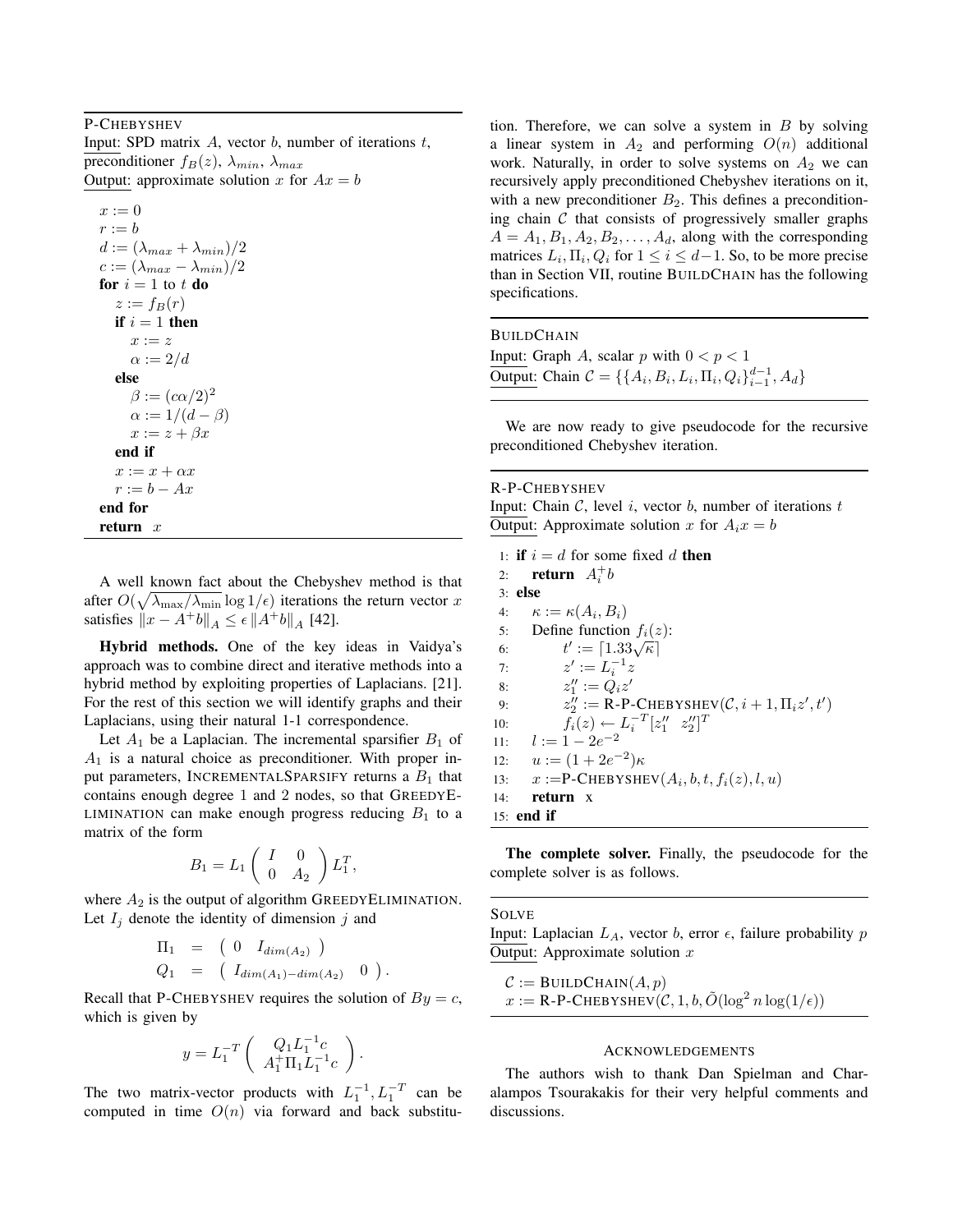P-CHEBYSHEV

Input: SPD matrix $A$, vector $b$, number of iterations $t$, preconditioner $f_B(z)$, $\lambda_{min}$, $\lambda_{max}$

Output: approximate solution $x$ for $Ax = b$

```
x := 0
r := b
d := (λ_max + λ_min)/2
c := (λ_max − λ_min)/2
for i = 1 to t do
    z := f_B(r)
    if i = 1 then
        x := z
        α := 2/d
    else
        β := (cα/2)^2
        α := 1/(d − β)
        x := z + βx
    end if
    x := x + αx
    r := b − Ax
end for
return x
```

A well known fact about the Chebyshev method is that after $O(\sqrt{\lambda_{\max}/\lambda_{\min}}\log 1/\epsilon)$ iterations the return vector $x$ satisfies $\|x - A^{+}b\|_A \leq \epsilon \|A^{+}b\|_A$ [42].

**Hybrid methods.** One of the key ideas in Vaidya's approach was to combine direct and iterative methods into a hybrid method by exploiting properties of Laplacians. [21]. For the rest of this section we will identify graphs and their Laplacians, using their natural 1-1 correspondence.

Let $A_1$ be a Laplacian. The incremental sparsifier $B_1$ of $A_1$ is a natural choice as preconditioner. With proper input parameters, INCREMENTALSPARSIFY returns a $B_1$ that contains enough degree 1 and 2 nodes, so that GREEDYELIMINATION can make enough progress reducing $B_1$ to a matrix of the form

$$B_1 = L_1 \begin{pmatrix} I & 0 \\ 0 & A_2 \end{pmatrix} L_1^T,$$

where $A_2$ is the output of algorithm GREEDYELIMINATION. Let $I_j$ denote the identity of dimension $j$ and

$$\begin{aligned} \Pi_1 &= \begin{pmatrix} 0 & I_{dim(A_2)} \end{pmatrix} \\ Q_1 &= \begin{pmatrix} I_{dim(A_1)-dim(A_2)} & 0 \end{pmatrix}. \end{aligned}$$

Recall that P-CHEBYSHEV requires the solution of $By = c$, which is given by

$$y = L_1^{-T} \begin{pmatrix} Q_1 L_1^{-1} c \\ A_1^{+} \Pi_1 L_1^{-1} c \end{pmatrix}.$$

The two matrix-vector products with $L_1^{-1}, L_1^{-T}$ can be computed in time $O(n)$ via forward and back substitution. Therefore, we can solve a system in $B$ by solving a linear system in $A_2$ and performing $O(n)$ additional work. Naturally, in order to solve systems on $A_2$ we can recursively apply preconditioned Chebyshev iterations on it, with a new preconditioner $B_2$. This defines a preconditioning chain $\mathcal{C}$ that consists of progressively smaller graphs $A = A_1, B_1, A_2, B_2, \ldots, A_d$, along with the corresponding matrices $L_i, \Pi_i, Q_i$ for $1 \leq i \leq d-1$. So, to be more precise than in Section VII, routine BUILDCHAIN has the following specifications.

BUILDCHAIN

Input: Graph $A$, scalar $p$ with $0 < p < 1$

Output: Chain $\mathcal{C} = \{\{A_i, B_i, L_i, \Pi_i, Q_i\}_{i-1}^{d-1}, A_d\}$

We are now ready to give pseudocode for the recursive preconditioned Chebyshev iteration.

R-P-CHEBYSHEV

Input: Chain $\mathcal{C}$, level $i$, vector $b$, number of iterations $t$

Output: Approximate solution $x$ for $A_i x = b$

```
1:  if i = d for some fixed d then
2:      return A_i^+ b
3:  else
4:      κ := κ(A_i, B_i)
5:      Define function f_i(z):
6:          t' := ⌈1.33√κ⌉
7:          z' := L_i^{-1} z
8:          z''_1 := Q_i z'
9:          z''_2 := R-P-CHEBYSHEV(C, i+1, Π_i z', t')
10:         f_i(z) ← L_i^{-T} [z''_1  z''_2]^T
11:     l := 1 − 2e^{-2}
12:     u := (1 + 2e^{-2})κ
13:     x := P-CHEBYSHEV(A_i, b, t, f_i(z), l, u)
14:     return x
15: end if
```

**The complete solver.** Finally, the pseudocode for the complete solver is as follows.

SOLVE

Input: Laplacian $L_A$, vector $b$, error $\epsilon$, failure probability $p$

Output: Approximate solution $x$

```
C := BUILDCHAIN(A, p)
x := R-P-CHEBYSHEV(C, 1, b, Õ(log^2 n log(1/ε)))
```

## ACKNOWLEDGEMENTS

The authors wish to thank Dan Spielman and Charalampos Tsourakakis for their very helpful comments and discussions.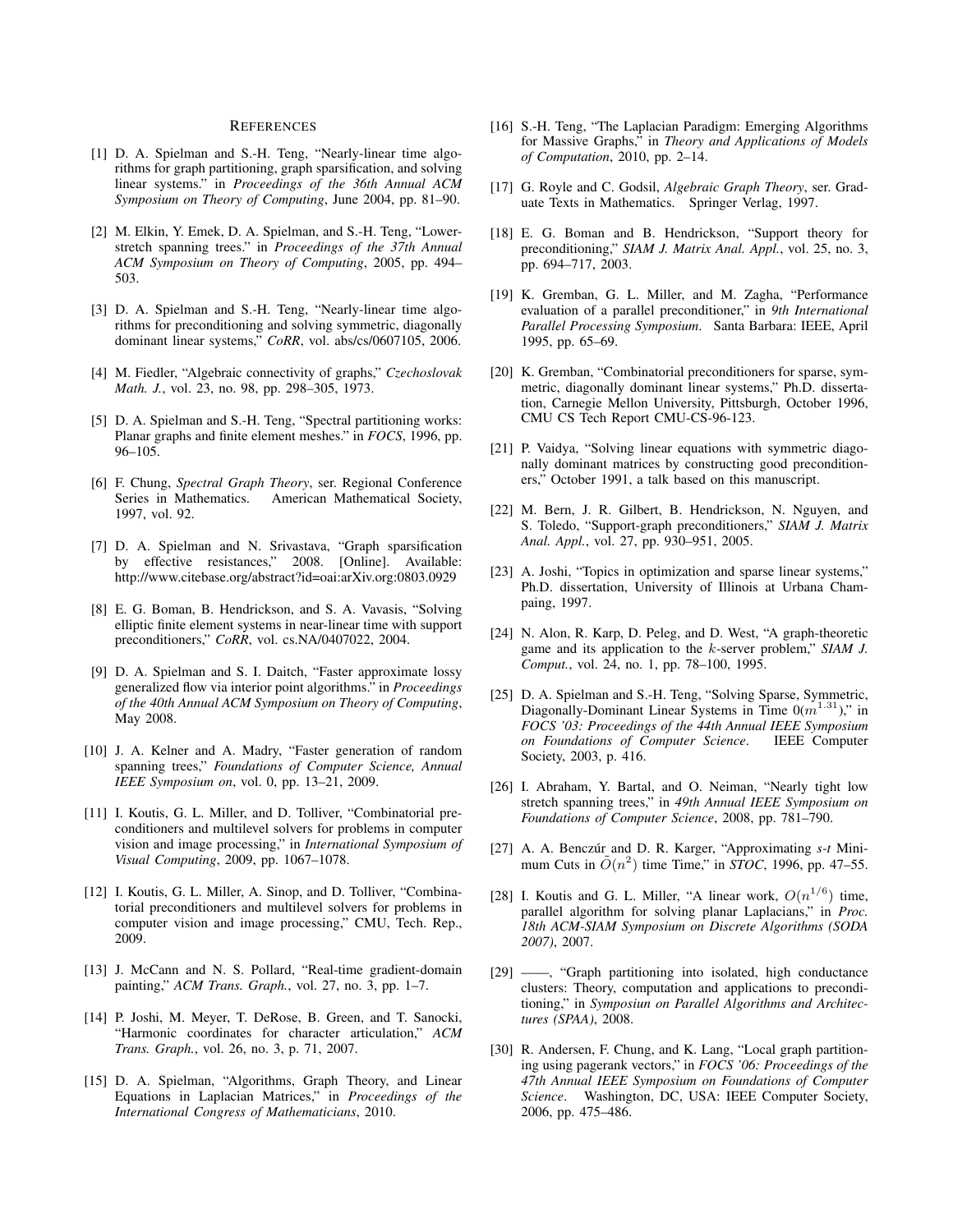## References

[1] D. A. Spielman and S.-H. Teng, "Nearly-linear time algorithms for graph partitioning, graph sparsification, and solving linear systems." in *Proceedings of the 36th Annual ACM Symposium on Theory of Computing*, June 2004, pp. 81–90.

[2] M. Elkin, Y. Emek, D. A. Spielman, and S.-H. Teng, "Lower-stretch spanning trees." in *Proceedings of the 37th Annual ACM Symposium on Theory of Computing*, 2005, pp. 494–503.

[3] D. A. Spielman and S.-H. Teng, "Nearly-linear time algorithms for preconditioning and solving symmetric, diagonally dominant linear systems," *CoRR*, vol. abs/cs/0607105, 2006.

[4] M. Fiedler, "Algebraic connectivity of graphs," *Czechoslovak Math. J.*, vol. 23, no. 98, pp. 298–305, 1973.

[5] D. A. Spielman and S.-H. Teng, "Spectral partitioning works: Planar graphs and finite element meshes." in *FOCS*, 1996, pp. 96–105.

[6] F. Chung, *Spectral Graph Theory*, ser. Regional Conference Series in Mathematics. American Mathematical Society, 1997, vol. 92.

[7] D. A. Spielman and N. Srivastava, "Graph sparsification by effective resistances," 2008. [Online]. Available: http://www.citebase.org/abstract?id=oai:arXiv.org:0803.0929

[8] E. G. Boman, B. Hendrickson, and S. A. Vavasis, "Solving elliptic finite element systems in near-linear time with support preconditioners," *CoRR*, vol. cs.NA/0407022, 2004.

[9] D. A. Spielman and S. I. Daitch, "Faster approximate lossy generalized flow via interior point algorithms." in *Proceedings of the 40th Annual ACM Symposium on Theory of Computing*, May 2008.

[10] J. A. Kelner and A. Madry, "Faster generation of random spanning trees," *Foundations of Computer Science, Annual IEEE Symposium on*, vol. 0, pp. 13–21, 2009.

[11] I. Koutis, G. L. Miller, and D. Tolliver, "Combinatorial preconditioners and multilevel solvers for problems in computer vision and image processing," in *International Symposium of Visual Computing*, 2009, pp. 1067–1078.

[12] I. Koutis, G. L. Miller, A. Sinop, and D. Tolliver, "Combinatorial preconditioners and multilevel solvers for problems in computer vision and image processing," CMU, Tech. Rep., 2009.

[13] J. McCann and N. S. Pollard, "Real-time gradient-domain painting," *ACM Trans. Graph.*, vol. 27, no. 3, pp. 1–7.

[14] P. Joshi, M. Meyer, T. DeRose, B. Green, and T. Sanocki, "Harmonic coordinates for character articulation," *ACM Trans. Graph.*, vol. 26, no. 3, p. 71, 2007.

[15] D. A. Spielman, "Algorithms, Graph Theory, and Linear Equations in Laplacian Matrices," in *Proceedings of the International Congress of Mathematicians*, 2010.

[16] S.-H. Teng, "The Laplacian Paradigm: Emerging Algorithms for Massive Graphs," in *Theory and Applications of Models of Computation*, 2010, p. 2–14.

[17] G. Royle and C. Godsil, *Algebraic Graph Theory*, ser. Graduate Texts in Mathematics. Springer Verlag, 1997.

[18] E. G. Boman and B. Hendrickson, "Support theory for preconditioning," *SIAM J. Matrix Anal. Appl.*, vol. 25, no. 3, pp. 694–717, 2003.

[19] K. Gremban, G. L. Miller, and M. Zagha, "Performance evaluation of a parallel preconditioner," in *9th International Parallel Processing Symposium*. Santa Barbara: IEEE, April 1995, pp. 65–69.

[20] K. Gremban, "Combinatorial preconditioners for sparse, symmetric, diagonally dominant linear systems," Ph.D. dissertation, Carnegie Mellon University, Pittsburgh, October 1996, CMU CS Tech Report CMU-CS-96-123.

[21] P. Vaidya, "Solving linear equations with symmetric diagonally dominant matrices by constructing good preconditioners," October 1991, a talk based on this manuscript.

[22] M. Bern, J. R. Gilbert, B. Hendrickson, N. Nguyen, and S. Toledo, "Support-graph preconditioners," *SIAM J. Matrix Anal. Appl.*, vol. 27, pp. 930–951, 2005.

[23] A. Joshi, "Topics in optimization and sparse linear systems," Ph.D. dissertation, University of Illinois at Urbana Champaing, 1997.

[24] N. Alon, R. Karp, D. Peleg, and D. West, "A graph-theoretic game and its application to the $k$-server problem," *SIAM J. Comput.*, vol. 24, no. 1, pp. 78–100, 1995.

[25] D. A. Spielman and S.-H. Teng, "Solving Sparse, Symmetric, Diagonally-Dominant Linear Systems in Time $0(m^{1.31})$," in *FOCS '03: Proceedings of the 44th Annual IEEE Symposium on Foundations of Computer Science*. IEEE Computer Society, 2003, p. 416.

[26] I. Abraham, Y. Bartal, and O. Neiman, "Nearly tight low stretch spanning trees," in *49th Annual IEEE Symposium on Foundations of Computer Science*, 2008, pp. 781–790.

[27] A. A. Benczúr and D. R. Karger, "Approximating *s-t* Minimum Cuts in $\tilde{O}(n^2)$ time Time," in *STOC*, 1996, pp. 47–55.

[28] I. Koutis and G. L. Miller, "A linear work, $O(n^{1/6})$ time, parallel algorithm for solving planar Laplacians," in *Proc. 18th ACM-SIAM Symposium on Discrete Algorithms (SODA 2007)*, 2007.

[29] ——, "Graph partitioning into isolated, high conductance clusters: Theory, computation and applications to preconditioning," in *Symposiun on Parallel Algorithms and Architectures (SPAA)*, 2008.

[30] R. Andersen, F. Chung, and K. Lang, "Local graph partitioning using pagerank vectors," in *FOCS '06: Proceedings of the 47th Annual IEEE Symposium on Foundations of Computer Science*. Washington, DC, USA: IEEE Computer Society, 2006, pp. 475–486.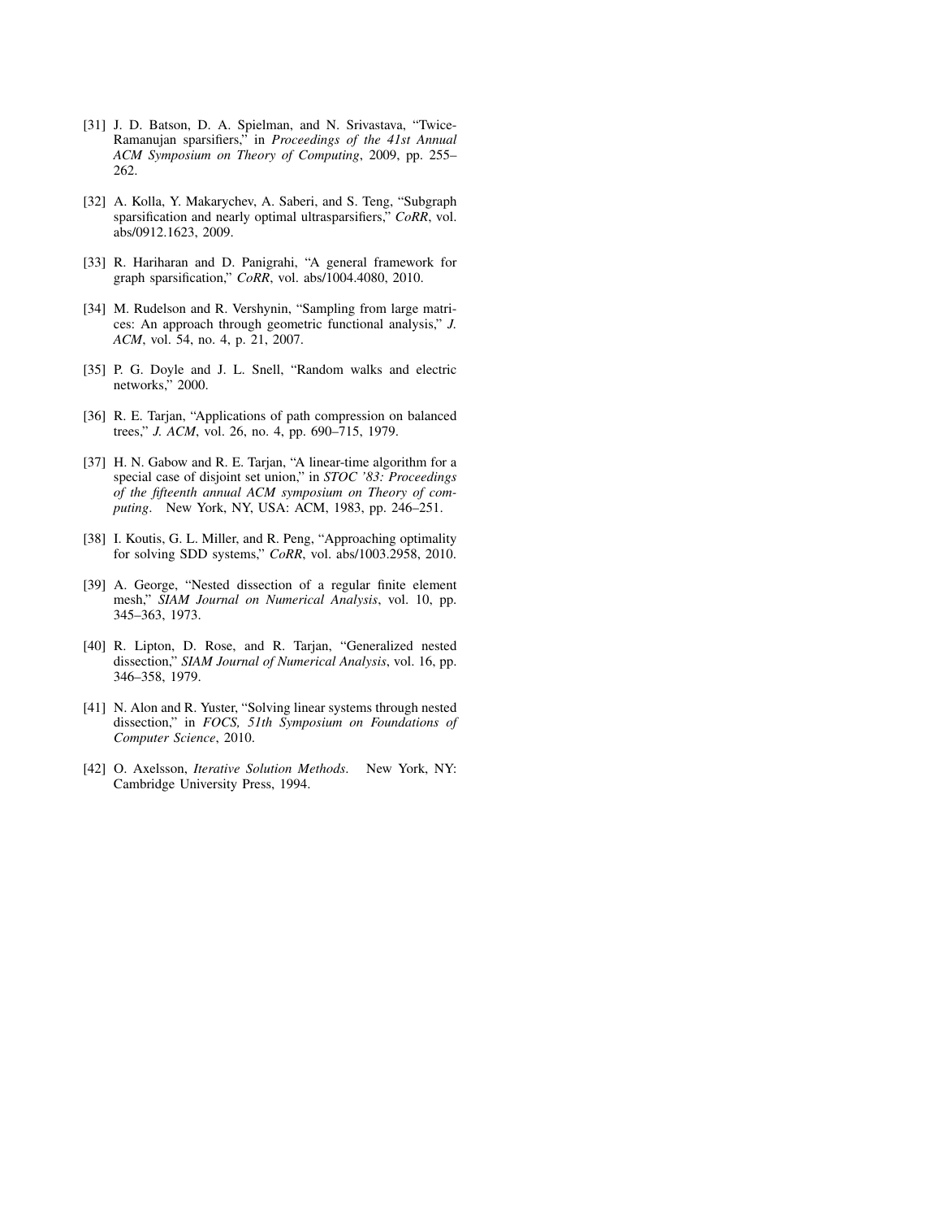[31] J. D. Batson, D. A. Spielman, and N. Srivastava, "Twice-Ramanujan sparsifiers," in *Proceedings of the 41st Annual ACM Symposium on Theory of Computing*, 2009, pp. 255–262.

[32] A. Kolla, Y. Makarychev, A. Saberi, and S. Teng, "Subgraph sparsification and nearly optimal ultrasparsifiers," *CoRR*, vol. abs/0912.1623, 2009.

[33] R. Hariharan and D. Panigrahi, "A general framework for graph sparsification," *CoRR*, vol. abs/1004.4080, 2010.

[34] M. Rudelson and R. Vershynin, "Sampling from large matrices: An approach through geometric functional analysis," *J. ACM*, vol. 54, no. 4, p. 21, 2007.

[35] P. G. Doyle and J. L. Snell, "Random walks and electric networks," 2000.

[36] R. E. Tarjan, "Applications of path compression on balanced trees," *J. ACM*, vol. 26, no. 4, pp. 690–715, 1979.

[37] H. N. Gabow and R. E. Tarjan, "A linear-time algorithm for a special case of disjoint set union," in *STOC '83: Proceedings of the fifteenth annual ACM symposium on Theory of computing*. New York, NY, USA: ACM, 1983, pp. 246–251.

[38] I. Koutis, G. L. Miller, and R. Peng, "Approaching optimality for solving SDD systems," *CoRR*, vol. abs/1003.2958, 2010.

[39] A. George, "Nested dissection of a regular finite element mesh," *SIAM Journal on Numerical Analysis*, vol. 10, pp. 345–363, 1973.

[40] R. Lipton, D. Rose, and R. Tarjan, "Generalized nested dissection," *SIAM Journal of Numerical Analysis*, vol. 16, pp. 346–358, 1979.

[41] N. Alon and R. Yuster, "Solving linear systems through nested dissection," in *FOCS, 51th Symposium on Foundations of Computer Science*, 2010.

[42] O. Axelsson, *Iterative Solution Methods*. New York, NY: Cambridge University Press, 1994.